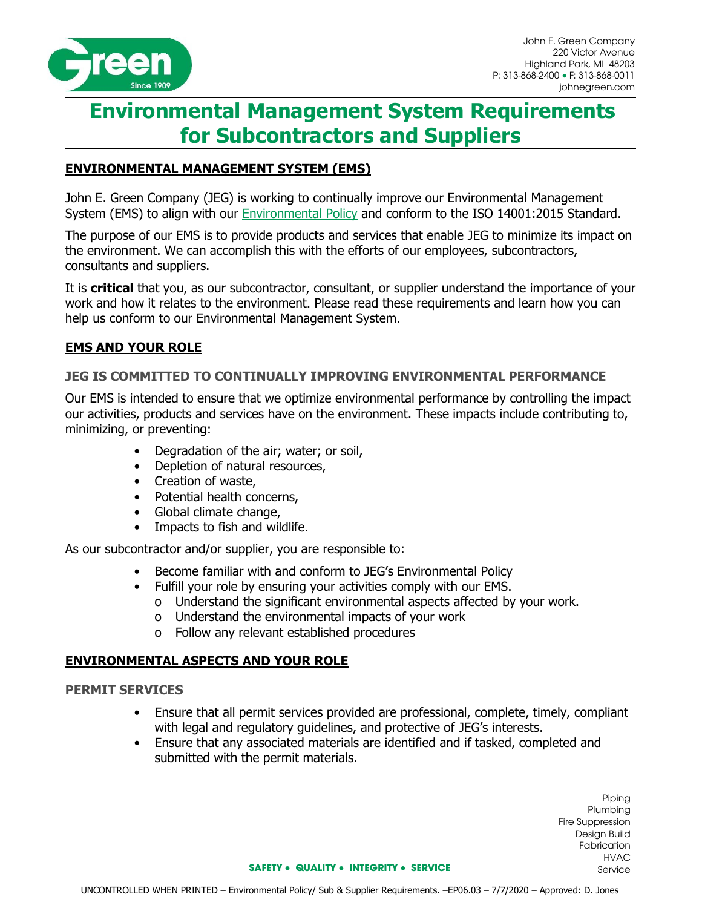John E. Green Company
220 Victor Avenue
Highland Park, MI 48203
P: 313-868-2400 • F: 313-868-0011
johnegreen.com

# Environmental Management System Requirements for Subcontractors and Suppliers

## ENVIRONMENTAL MANAGEMENT SYSTEM (EMS)

John E. Green Company (JEG) is working to continually improve our Environmental Management System (EMS) to align with our Environmental Policy and conform to the ISO 14001:2015 Standard.

The purpose of our EMS is to provide products and services that enable JEG to minimize its impact on the environment. We can accomplish this with the efforts of our employees, subcontractors, consultants and suppliers.

It is **critical** that you, as our subcontractor, consultant, or supplier understand the importance of your work and how it relates to the environment. Please read these requirements and learn how you can help us conform to our Environmental Management System.

## EMS AND YOUR ROLE

### JEG IS COMMITTED TO CONTINUALLY IMPROVING ENVIRONMENTAL PERFORMANCE

Our EMS is intended to ensure that we optimize environmental performance by controlling the impact our activities, products and services have on the environment. These impacts include contributing to, minimizing, or preventing:

- Degradation of the air; water; or soil,
- Depletion of natural resources,
- Creation of waste,
- Potential health concerns,
- Global climate change,
- Impacts to fish and wildlife.

As our subcontractor and/or supplier, you are responsible to:

- Become familiar with and conform to JEG's Environmental Policy
- Fulfill your role by ensuring your activities comply with our EMS.
  - Understand the significant environmental aspects affected by your work.
  - Understand the environmental impacts of your work
  - Follow any relevant established procedures

## ENVIRONMENTAL ASPECTS AND YOUR ROLE

### PERMIT SERVICES

- Ensure that all permit services provided are professional, complete, timely, compliant with legal and regulatory guidelines, and protective of JEG's interests.
- Ensure that any associated materials are identified and if tasked, completed and submitted with the permit materials.

Piping
Plumbing
Fire Suppression
Design Build
Fabrication
HVAC
Service

**SAFETY • QUALITY • INTEGRITY • SERVICE**

UNCONTROLLED WHEN PRINTED – Environmental Policy/ Sub & Supplier Requirements. –EP06.03 – 7/7/2020 – Approved: D. Jones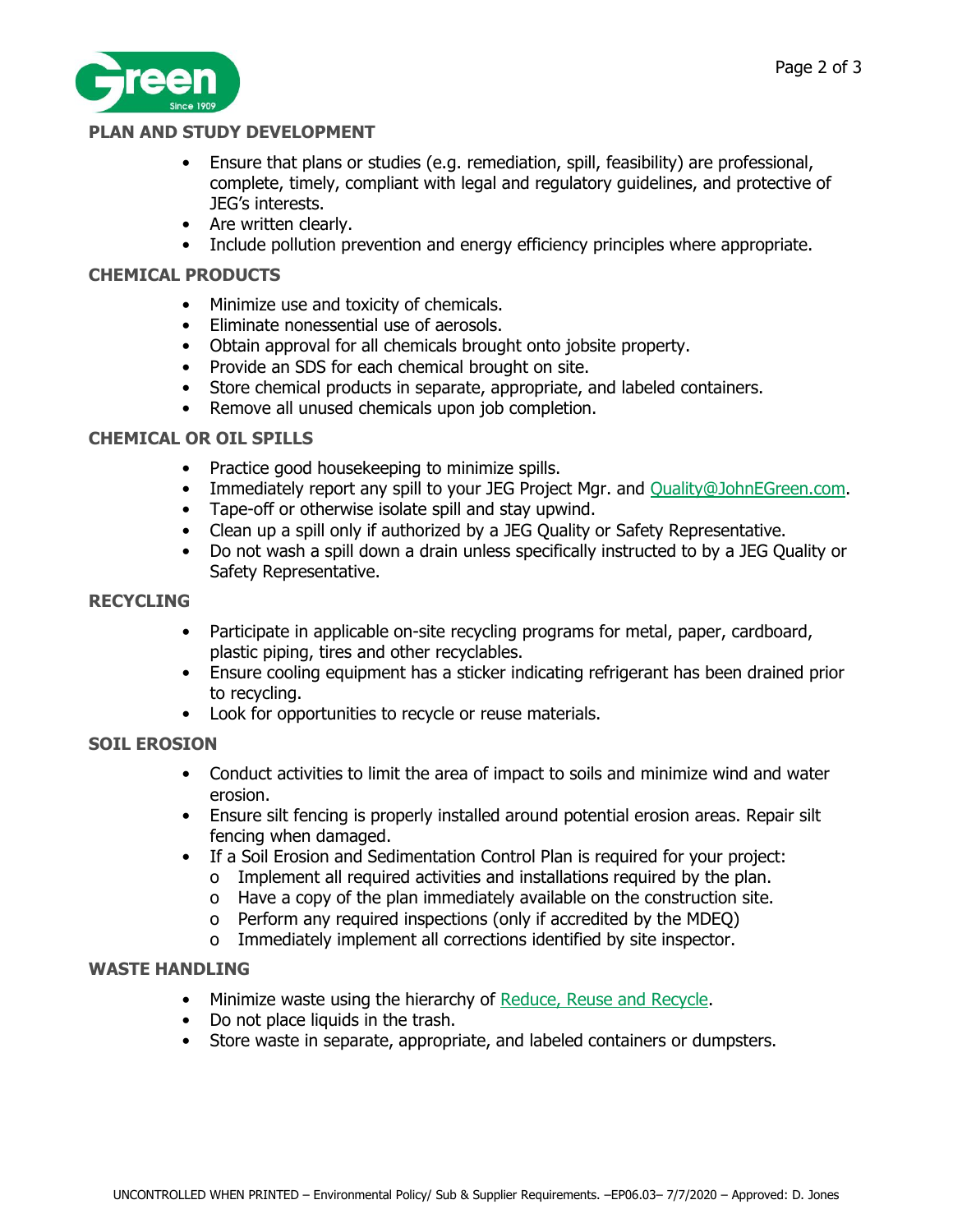## PLAN AND STUDY DEVELOPMENT

- Ensure that plans or studies (e.g. remediation, spill, feasibility) are professional, complete, timely, compliant with legal and regulatory guidelines, and protective of JEG's interests.
- Are written clearly.
- Include pollution prevention and energy efficiency principles where appropriate.

## CHEMICAL PRODUCTS

- Minimize use and toxicity of chemicals.
- Eliminate nonessential use of aerosols.
- Obtain approval for all chemicals brought onto jobsite property.
- Provide an SDS for each chemical brought on site.
- Store chemical products in separate, appropriate, and labeled containers.
- Remove all unused chemicals upon job completion.

## CHEMICAL OR OIL SPILLS

- Practice good housekeeping to minimize spills.
- Immediately report any spill to your JEG Project Mgr. and [Quality@JohnEGreen.com](mailto:Quality@JohnEGreen.com).
- Tape-off or otherwise isolate spill and stay upwind.
- Clean up a spill only if authorized by a JEG Quality or Safety Representative.
- Do not wash a spill down a drain unless specifically instructed to by a JEG Quality or Safety Representative.

## RECYCLING

- Participate in applicable on-site recycling programs for metal, paper, cardboard, plastic piping, tires and other recyclables.
- Ensure cooling equipment has a sticker indicating refrigerant has been drained prior to recycling.
- Look for opportunities to recycle or reuse materials.

## SOIL EROSION

- Conduct activities to limit the area of impact to soils and minimize wind and water erosion.
- Ensure silt fencing is properly installed around potential erosion areas. Repair silt fencing when damaged.
- If a Soil Erosion and Sedimentation Control Plan is required for your project:
  - Implement all required activities and installations required by the plan.
  - Have a copy of the plan immediately available on the construction site.
  - Perform any required inspections (only if accredited by the MDEQ)
  - Immediately implement all corrections identified by site inspector.

## WASTE HANDLING

- Minimize waste using the hierarchy of Reduce, Reuse and Recycle.
- Do not place liquids in the trash.
- Store waste in separate, appropriate, and labeled containers or dumpsters.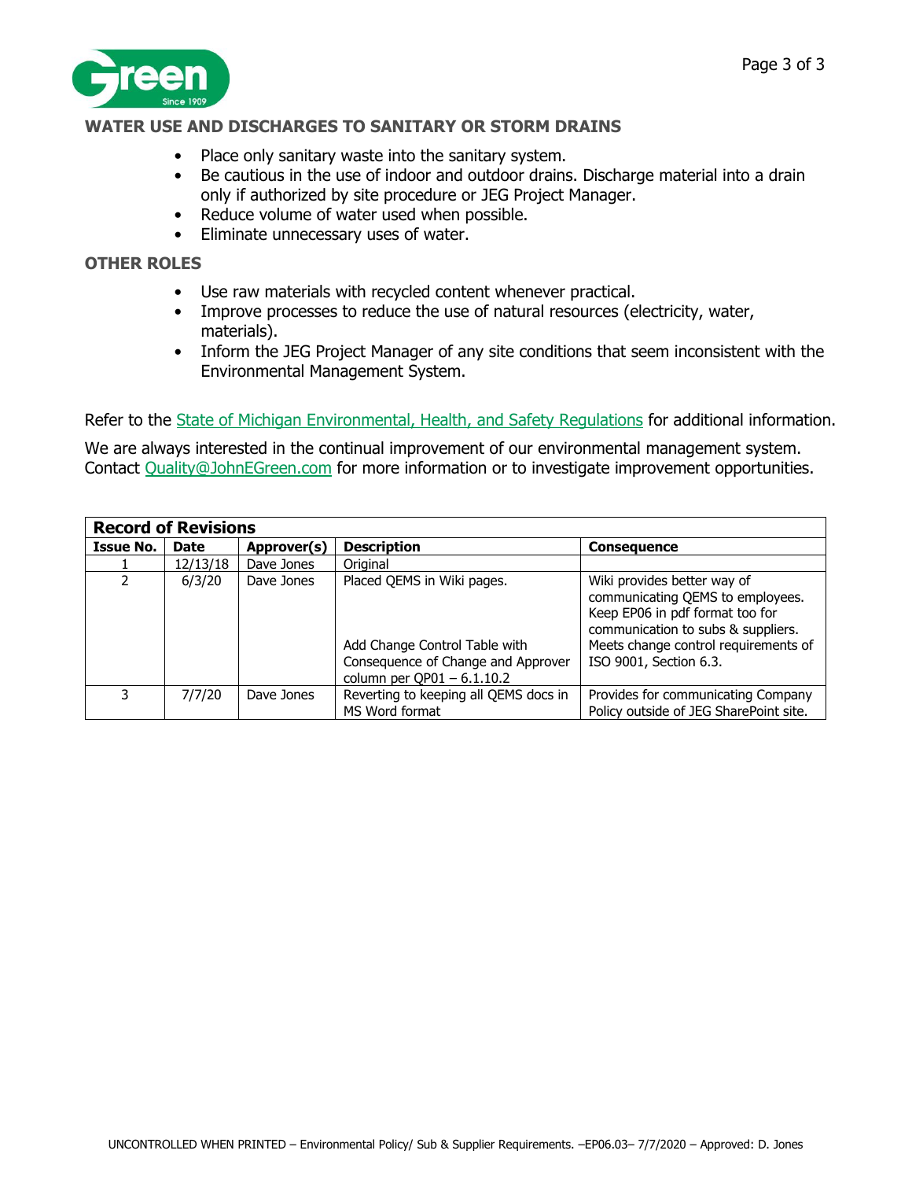## WATER USE AND DISCHARGES TO SANITARY OR STORM DRAINS

- Place only sanitary waste into the sanitary system.
- Be cautious in the use of indoor and outdoor drains. Discharge material into a drain only if authorized by site procedure or JEG Project Manager.
- Reduce volume of water used when possible.
- Eliminate unnecessary uses of water.

## OTHER ROLES

- Use raw materials with recycled content whenever practical.
- Improve processes to reduce the use of natural resources (electricity, water, materials).
- Inform the JEG Project Manager of any site conditions that seem inconsistent with the Environmental Management System.

Refer to the State of Michigan Environmental, Health, and Safety Regulations for additional information.

We are always interested in the continual improvement of our environmental management system. Contact Quality@JohnEGreen.com for more information or to investigate improvement opportunities.

| **Record of Revisions** | | | | |
|---|---|---|---|---|
| **Issue No.** | **Date** | **Approver(s)** | **Description** | **Consequence** |
| 1 | 12/13/18 | Dave Jones | Original | |
| 2 | 6/3/20 | Dave Jones | Placed QEMS in Wiki pages.<br><br>Add Change Control Table with Consequence of Change and Approver column per QP01 – 6.1.10.2 | Wiki provides better way of communicating QEMS to employees. Keep EP06 in pdf format too for communication to subs & suppliers. Meets change control requirements of ISO 9001, Section 6.3. |
| 3 | 7/7/20 | Dave Jones | Reverting to keeping all QEMS docs in MS Word format | Provides for communicating Company Policy outside of JEG SharePoint site. |